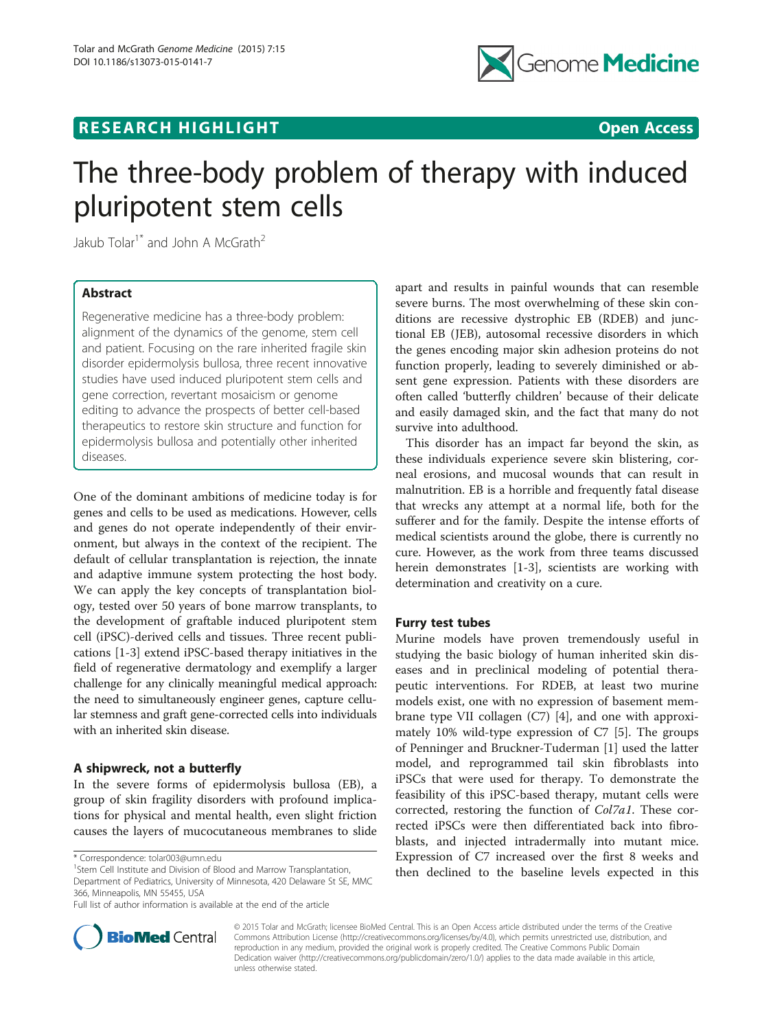# The three-body problem of therapy with induced pluripotent stem cells

Jakub Tolar[1*] and John A McGrath[2]

## Abstract

Regenerative medicine has a three-body problem: alignment of the dynamics of the genome, stem cell and patient. Focusing on the rare inherited fragile skin disorder epidermolysis bullosa, three recent innovative studies have used induced pluripotent stem cells and gene correction, revertant mosaicism or genome editing to advance the prospects of better cell-based therapeutics to restore skin structure and function for epidermolysis bullosa and potentially other inherited diseases.

One of the dominant ambitions of medicine today is for genes and cells to be used as medications. However, cells and genes do not operate independently of their environment, but always in the context of the recipient. The default of cellular transplantation is rejection, the innate and adaptive immune system protecting the host body. We can apply the key concepts of transplantation biology, tested over 50 years of bone marrow transplants, to the development of graftable induced pluripotent stem cell (iPSC)-derived cells and tissues. Three recent publications [1-3] extend iPSC-based therapy initiatives in the field of regenerative dermatology and exemplify a larger challenge for any clinically meaningful medical approach: the need to simultaneously engineer genes, capture cellular stemness and graft gene-corrected cells into individuals with an inherited skin disease.

## A shipwreck, not a butterfly

In the severe forms of epidermolysis bullosa (EB), a group of skin fragility disorders with profound implications for physical and mental health, even slight friction causes the layers of mucocutaneous membranes to slide apart and results in painful wounds that can resemble severe burns. The most overwhelming of these skin conditions are recessive dystrophic EB (RDEB) and junctional EB (JEB), autosomal recessive disorders in which the genes encoding major skin adhesion proteins do not function properly, leading to severely diminished or absent gene expression. Patients with these disorders are often called 'butterfly children' because of their delicate and easily damaged skin, and the fact that many do not survive into adulthood.

This disorder has an impact far beyond the skin, as these individuals experience severe skin blistering, corneal erosions, and mucosal wounds that can result in malnutrition. EB is a horrible and frequently fatal disease that wrecks any attempt at a normal life, both for the sufferer and for the family. Despite the intense efforts of medical scientists around the globe, there is currently no cure. However, as the work from three teams discussed herein demonstrates [1-3], scientists are working with determination and creativity on a cure.

## Furry test tubes

Murine models have proven tremendously useful in studying the basic biology of human inherited skin diseases and in preclinical modeling of potential therapeutic interventions. For RDEB, at least two murine models exist, one with no expression of basement membrane type VII collagen (C7) [4], and one with approximately 10% wild-type expression of C7 [5]. The groups of Penninger and Bruckner-Tuderman [1] used the latter model, and reprogrammed tail skin fibroblasts into iPSCs that were used for therapy. To demonstrate the feasibility of this iPSC-based therapy, mutant cells were corrected, restoring the function of *Col7a1*. These corrected iPSCs were then differentiated back into fibroblasts, and injected intradermally into mutant mice. Expression of C7 increased over the first 8 weeks and then declined to the baseline levels expected in this

\* Correspondence: tolar003@umn.edu

[1]Stem Cell Institute and Division of Blood and Marrow Transplantation, Department of Pediatrics, University of Minnesota, 420 Delaware St SE, MMC 366, Minneapolis, MN 55455, USA

Full list of author information is available at the end of the article

© 2015 Tolar and McGrath; licensee BioMed Central. This is an Open Access article distributed under the terms of the Creative Commons Attribution License (http://creativecommons.org/licenses/by/4.0), which permits unrestricted use, distribution, and reproduction in any medium, provided the original work is properly credited. The Creative Commons Public Domain Dedication waiver (http://creativecommons.org/publicdomain/zero/1.0/) applies to the data made available in this article, unless otherwise stated.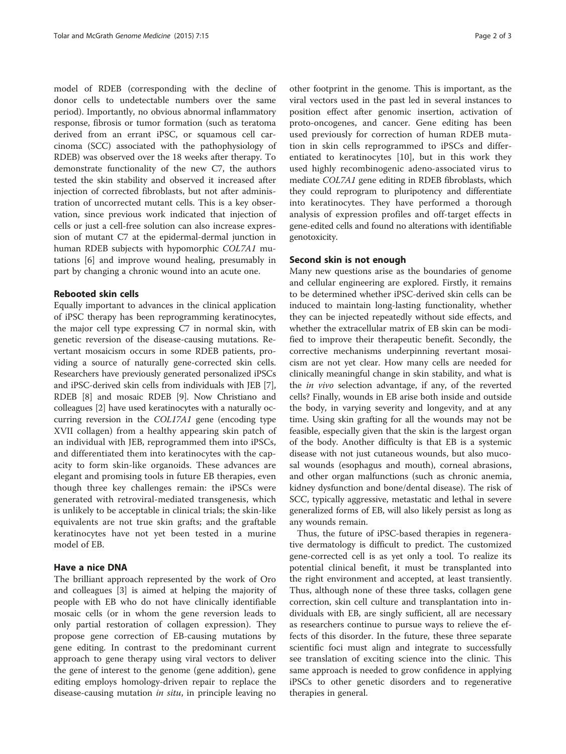model of RDEB (corresponding with the decline of donor cells to undetectable numbers over the same period). Importantly, no obvious abnormal inflammatory response, fibrosis or tumor formation (such as teratoma derived from an errant iPSC, or squamous cell carcinoma (SCC) associated with the pathophysiology of RDEB) was observed over the 18 weeks after therapy. To demonstrate functionality of the new C7, the authors tested the skin stability and observed it increased after injection of corrected fibroblasts, but not after administration of uncorrected mutant cells. This is a key observation, since previous work indicated that injection of cells or just a cell-free solution can also increase expression of mutant C7 at the epidermal-dermal junction in human RDEB subjects with hypomorphic *COL7A1* mutations [6] and improve wound healing, presumably in part by changing a chronic wound into an acute one.

## Rebooted skin cells

Equally important to advances in the clinical application of iPSC therapy has been reprogramming keratinocytes, the major cell type expressing C7 in normal skin, with genetic reversion of the disease-causing mutations. Revertant mosaicism occurs in some RDEB patients, providing a source of naturally gene-corrected skin cells. Researchers have previously generated personalized iPSCs and iPSC-derived skin cells from individuals with JEB [7], RDEB [8] and mosaic RDEB [9]. Now Christiano and colleagues [2] have used keratinocytes with a naturally occurring reversion in the *COL17A1* gene (encoding type XVII collagen) from a healthy appearing skin patch of an individual with JEB, reprogrammed them into iPSCs, and differentiated them into keratinocytes with the capacity to form skin-like organoids. These advances are elegant and promising tools in future EB therapies, even though three key challenges remain: the iPSCs were generated with retroviral-mediated transgenesis, which is unlikely to be acceptable in clinical trials; the skin-like equivalents are not true skin grafts; and the graftable keratinocytes have not yet been tested in a murine model of EB.

## Have a nice DNA

The brilliant approach represented by the work of Oro and colleagues [3] is aimed at helping the majority of people with EB who do not have clinically identifiable mosaic cells (or in whom the gene reversion leads to only partial restoration of collagen expression). They propose gene correction of EB-causing mutations by gene editing. In contrast to the predominant current approach to gene therapy using viral vectors to deliver the gene of interest to the genome (gene addition), gene editing employs homology-driven repair to replace the disease-causing mutation *in situ*, in principle leaving no other footprint in the genome. This is important, as the viral vectors used in the past led in several instances to position effect after genomic insertion, activation of proto-oncogenes, and cancer. Gene editing has been used previously for correction of human RDEB mutation in skin cells reprogrammed to iPSCs and differentiated to keratinocytes [10], but in this work they used highly recombinogenic adeno-associated virus to mediate *COL7A1* gene editing in RDEB fibroblasts, which they could reprogram to pluripotency and differentiate into keratinocytes. They have performed a thorough analysis of expression profiles and off-target effects in gene-edited cells and found no alterations with identifiable genotoxicity.

## Second skin is not enough

Many new questions arise as the boundaries of genome and cellular engineering are explored. Firstly, it remains to be determined whether iPSC-derived skin cells can be induced to maintain long-lasting functionality, whether they can be injected repeatedly without side effects, and whether the extracellular matrix of EB skin can be modified to improve their therapeutic benefit. Secondly, the corrective mechanisms underpinning revertant mosaicism are not yet clear. How many cells are needed for clinically meaningful change in skin stability, and what is the *in vivo* selection advantage, if any, of the reverted cells? Finally, wounds in EB arise both inside and outside the body, in varying severity and longevity, and at any time. Using skin grafting for all the wounds may not be feasible, especially given that the skin is the largest organ of the body. Another difficulty is that EB is a systemic disease with not just cutaneous wounds, but also mucosal wounds (esophagus and mouth), corneal abrasions, and other organ malfunctions (such as chronic anemia, kidney dysfunction and bone/dental disease). The risk of SCC, typically aggressive, metastatic and lethal in severe generalized forms of EB, will also likely persist as long as any wounds remain.

Thus, the future of iPSC-based therapies in regenerative dermatology is difficult to predict. The customized gene-corrected cell is as yet only a tool. To realize its potential clinical benefit, it must be transplanted into the right environment and accepted, at least transiently. Thus, although none of these three tasks, collagen gene correction, skin cell culture and transplantation into individuals with EB, are singly sufficient, all are necessary as researchers continue to pursue ways to relieve the effects of this disorder. In the future, these three separate scientific foci must align and integrate to successfully see translation of exciting science into the clinic. This same approach is needed to grow confidence in applying iPSCs to other genetic disorders and to regenerative therapies in general.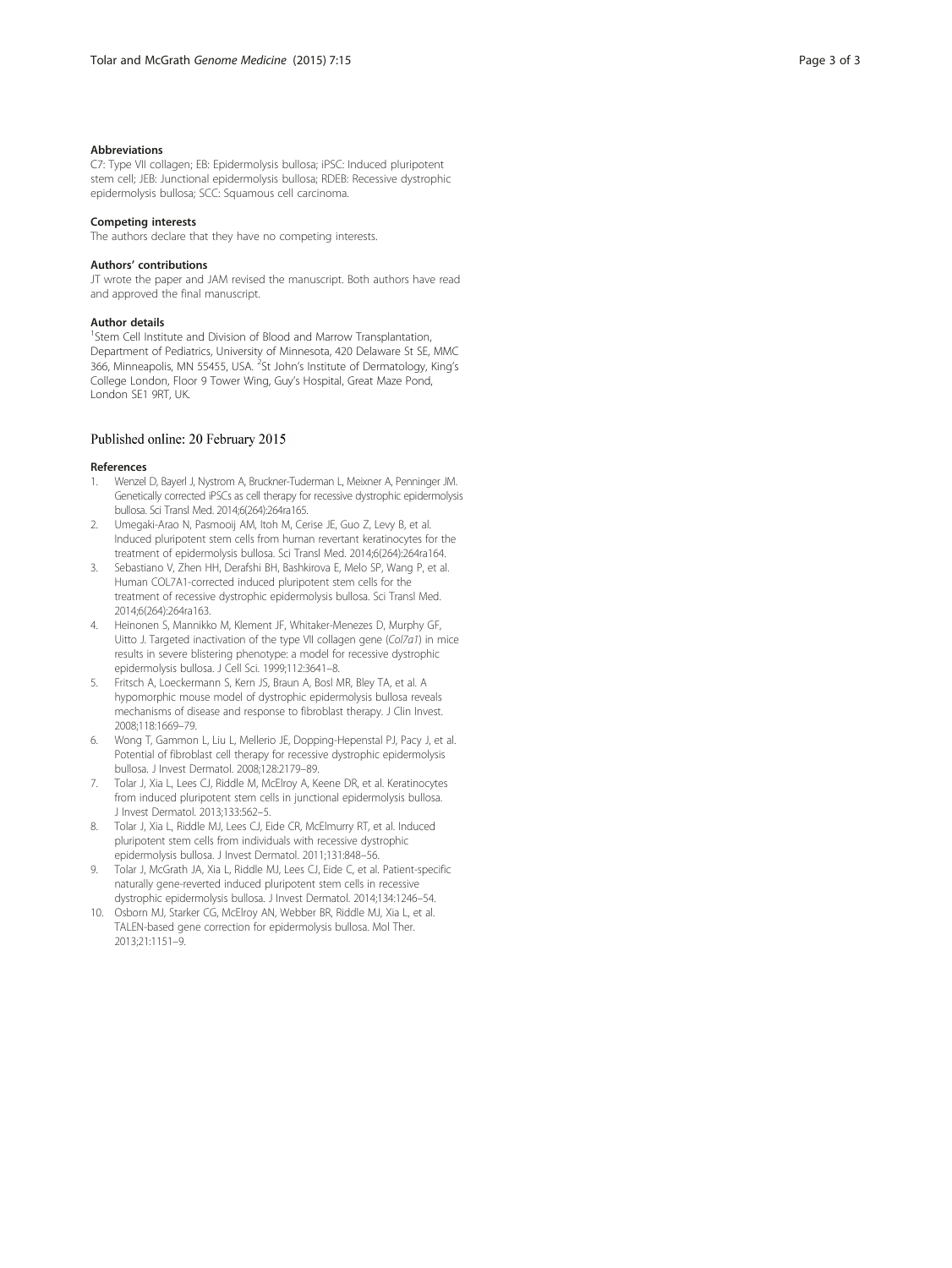### Abbreviations

C7: Type VII collagen; EB: Epidermolysis bullosa; iPSC: Induced pluripotent stem cell; JEB: Junctional epidermolysis bullosa; RDEB: Recessive dystrophic epidermolysis bullosa; SCC: Squamous cell carcinoma.

### Competing interests

The authors declare that they have no competing interests.

### Authors' contributions

JT wrote the paper and JAM revised the manuscript. Both authors have read and approved the final manuscript.

### Author details

[1]Stem Cell Institute and Division of Blood and Marrow Transplantation, Department of Pediatrics, University of Minnesota, 420 Delaware St SE, MMC 366, Minneapolis, MN 55455, USA. [2]St John's Institute of Dermatology, King's College London, Floor 9 Tower Wing, Guy's Hospital, Great Maze Pond, London SE1 9RT, UK.

Published online: 20 February 2015

### References

1. Wenzel D, Bayerl J, Nystrom A, Bruckner-Tuderman L, Meixner A, Penninger JM. Genetically corrected iPSCs as cell therapy for recessive dystrophic epidermolysis bullosa. Sci Transl Med. 2014;6(264):264ra165.
2. Umegaki-Arao N, Pasmooij AM, Itoh M, Cerise JE, Guo Z, Levy B, et al. Induced pluripotent stem cells from human revertant keratinocytes for the treatment of epidermolysis bullosa. Sci Transl Med. 2014;6(264):264ra164.
3. Sebastiano V, Zhen HH, Derafshi BH, Bashkirova E, Melo SP, Wang P, et al. Human COL7A1-corrected induced pluripotent stem cells for the treatment of recessive dystrophic epidermolysis bullosa. Sci Transl Med. 2014;6(264):264ra163.
4. Heinonen S, Mannikko M, Klement JF, Whitaker-Menezes D, Murphy GF, Uitto J. Targeted inactivation of the type VII collagen gene (*Col7a1*) in mice results in severe blistering phenotype: a model for recessive dystrophic epidermolysis bullosa. J Cell Sci. 1999;112:3641–8.
5. Fritsch A, Loeckermann S, Kern JS, Braun A, Bosl MR, Bley TA, et al. A hypomorphic mouse model of dystrophic epidermolysis bullosa reveals mechanisms of disease and response to fibroblast therapy. J Clin Invest. 2008;118:1669–79.
6. Wong T, Gammon L, Liu L, Mellerio JE, Dopping-Hepenstal PJ, Pacy J, et al. Potential of fibroblast cell therapy for recessive dystrophic epidermolysis bullosa. J Invest Dermatol. 2008;128:2179–89.
7. Tolar J, Xia L, Lees CJ, Riddle M, McElroy A, Keene DR, et al. Keratinocytes from induced pluripotent stem cells in junctional epidermolysis bullosa. J Invest Dermatol. 2013;133:562–5.
8. Tolar J, Xia L, Riddle MJ, Lees CJ, Eide CR, McElmurry RT, et al. Induced pluripotent stem cells from individuals with recessive dystrophic epidermolysis bullosa. J Invest Dermatol. 2011;131:848–56.
9. Tolar J, McGrath JA, Xia L, Riddle MJ, Lees CJ, Eide C, et al. Patient-specific naturally gene-reverted induced pluripotent stem cells in recessive dystrophic epidermolysis bullosa. J Invest Dermatol. 2014;134:1246–54.
10. Osborn MJ, Starker CG, McElroy AN, Webber BR, Riddle MJ, Xia L, et al. TALEN-based gene correction for epidermolysis bullosa. Mol Ther. 2013;21:1151–9.